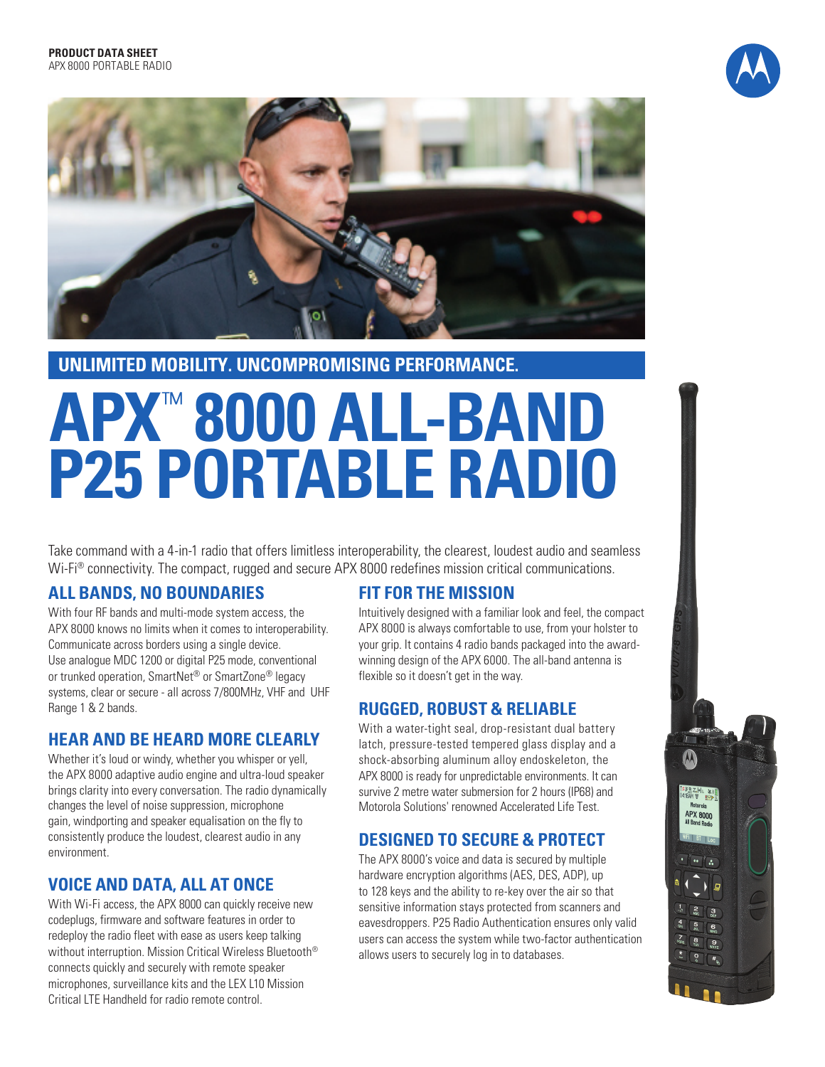**PRODUCT DATA SHEET**
APX 8000 PORTABLE RADIO

## UNLIMITED MOBILITY. UNCOMPROMISING PERFORMANCE.

# APX™ 8000 ALL-BAND P25 PORTABLE RADIO

Take command with a 4-in-1 radio that offers limitless interoperability, the clearest, loudest audio and seamless Wi-Fi® connectivity. The compact, rugged and secure APX 8000 redefines mission critical communications.

## ALL BANDS, NO BOUNDARIES

With four RF bands and multi-mode system access, the APX 8000 knows no limits when it comes to interoperability. Communicate across borders using a single device. Use analogue MDC 1200 or digital P25 mode, conventional or trunked operation, SmartNet® or SmartZone® legacy systems, clear or secure - all across 7/800MHz, VHF and UHF Range 1 & 2 bands.

## HEAR AND BE HEARD MORE CLEARLY

Whether it's loud or windy, whether you whisper or yell, the APX 8000 adaptive audio engine and ultra-loud speaker brings clarity into every conversation. The radio dynamically changes the level of noise suppression, microphone gain, windporting and speaker equalisation on the fly to consistently produce the loudest, clearest audio in any environment.

## VOICE AND DATA, ALL AT ONCE

With Wi-Fi access, the APX 8000 can quickly receive new codeplugs, firmware and software features in order to redeploy the radio fleet with ease as users keep talking without interruption. Mission Critical Wireless Bluetooth® connects quickly and securely with remote speaker microphones, surveillance kits and the LEX L10 Mission Critical LTE Handheld for radio remote control.

## FIT FOR THE MISSION

Intuitively designed with a familiar look and feel, the compact APX 8000 is always comfortable to use, from your holster to your grip. It contains 4 radio bands packaged into the award-winning design of the APX 6000. The all-band antenna is flexible so it doesn't get in the way.

## RUGGED, ROBUST & RELIABLE

With a water-tight seal, drop-resistant dual battery latch, pressure-tested tempered glass display and a shock-absorbing aluminum alloy endoskeleton, the APX 8000 is ready for unpredictable environments. It can survive 2 metre water submersion for 2 hours (IP68) and Motorola Solutions' renowned Accelerated Life Test.

## DESIGNED TO SECURE & PROTECT

The APX 8000's voice and data is secured by multiple hardware encryption algorithms (AES, DES, ADP), up to 128 keys and the ability to re-key over the air so that sensitive information stays protected from scanners and eavesdroppers. P25 Radio Authentication ensures only valid users can access the system while two-factor authentication allows users to securely log in to databases.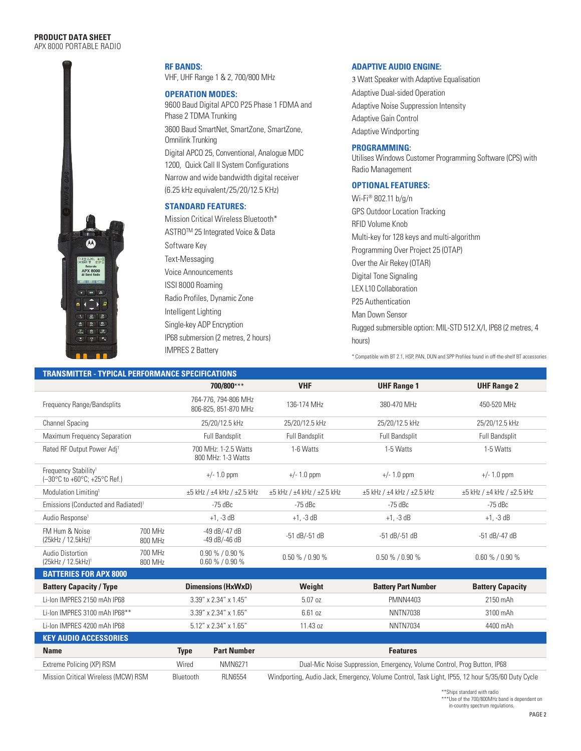**PRODUCT DATA SHEET**
APX 8000 PORTABLE RADIO

### RF BANDS:

VHF, UHF Range 1 & 2, 700/800 MHz

### OPERATION MODES:

9600 Baud Digital APCO P25 Phase 1 FDMA and Phase 2 TDMA Trunking

3600 Baud SmartNet, SmartZone, SmartZone, Omnilink Trunking

Digital APCO 25, Conventional, Analogue MDC 1200, Quick Call II System Configurations

Narrow and wide bandwidth digital receiver (6.25 kHz equivalent/25/20/12.5 KHz)

### STANDARD FEATURES:

- Mission Critical Wireless Bluetooth*
- ASTRO™ 25 Integrated Voice & Data
- Software Key
- Text-Messaging
- Voice Announcements
- ISSI 8000 Roaming
- Radio Profiles, Dynamic Zone
- Intelligent Lighting
- Single-key ADP Encryption
- IP68 submersion (2 metres, 2 hours)
- IMPRES 2 Battery

### ADAPTIVE AUDIO ENGINE:

- 3 Watt Speaker with Adaptive Equalisation
- Adaptive Dual-sided Operation
- Adaptive Noise Suppression Intensity
- Adaptive Gain Control
- Adaptive Windporting

### PROGRAMMING:

Utilises Windows Customer Programming Software (CPS) with Radio Management

### OPTIONAL FEATURES:

- Wi-Fi® 802.11 b/g/n
- GPS Outdoor Location Tracking
- RFID Volume Knob
- Multi-key for 128 keys and multi-algorithm
- Programming Over Project 25 (OTAP)
- Over the Air Rekey (OTAR)
- Digital Tone Signaling
- LEX L10 Collaboration
- P25 Authentication
- Man Down Sensor
- Rugged submersible option: MIL-STD 512.X/I, IP68 (2 metres, 4 hours)

\* Compatible with BT 2.1, HSP, PAN, DUN and SPP Profiles found in off-the-shelf BT accessories

## TRANSMITTER - TYPICAL PERFORMANCE SPECIFICATIONS

| | | 700/800*** | VHF | UHF Range 1 | UHF Range 2 |
|---|---|---|---|---|---|
| Frequency Range/Bandsplits | | 764-776, 794-806 MHz<br>806-825, 851-870 MHz | 136-174 MHz | 380-470 MHz | 450-520 MHz |
| Channel Spacing | | 25/20/12.5 kHz | 25/20/12.5 kHz | 25/20/12.5 kHz | 25/20/12.5 kHz |
| Maximum Frequency Separation | | Full Bandsplit | Full Bandsplit | Full Bandsplit | Full Bandsplit |
| Rated RF Output Power Adj[1] | | 700 MHz: 1-2.5 Watts<br>800 MHz: 1-3 Watts | 1-6 Watts | 1-5 Watts | 1-5 Watts |
| Frequency Stability[1]<br>(–30°C to +60°C; +25°C Ref.) | | +/- 1.0 ppm | +/- 1.0 ppm | +/- 1.0 ppm | +/- 1.0 ppm |
| Modulation Limiting[1] | | ±5 kHz / ±4 kHz / ±2.5 kHz | ±5 kHz / ±4 kHz / ±2.5 kHz | ±5 kHz / ±4 kHz / ±2.5 kHz | ±5 kHz / ±4 kHz / ±2.5 kHz |
| Emissions (Conducted and Radiated)[1] | | -75 dBc | -75 dBc | -75 dBc | -75 dBc |
| Audio Response[1] | | +1, -3 dB | +1, -3 dB | +1, -3 dB | +1, -3 dB |
| FM Hum & Noise<br>(25kHz / 12.5kHz)[1] | 700 MHz<br>800 MHz | -49 dB/-47 dB<br>-49 dB/-46 dB | -51 dB/-51 dB | -51 dB/-51 dB | -51 dB/-47 dB |
| Audio Distortion<br>(25kHz / 12.5kHz)[1] | 700 MHz<br>800 MHz | 0.90 % / 0.90 %<br>0.60 % / 0.90 % | 0.50 % / 0.90 % | 0.50 % / 0.90 % | 0.60 % / 0.90 % |

## BATTERIES FOR APX 8000

| Battery Capacity / Type | Dimensions (HxWxD) | Weight | Battery Part Number | Battery Capacity |
|---|---|---|---|---|
| Li-Ion IMPRES 2150 mAh IP68 | 3.39" x 2.34" x 1.45" | 5.07 oz | PMNN4403 | 2150 mAh |
| Li-Ion IMPRES 3100 mAh IP68** | 3.39" x 2.34" x 1.65" | 6.61 oz | NNTN7038 | 3100 mAh |
| Li-Ion IMPRES 4200 mAh IP68 | 5.12" x 2.34" x 1.65" | 11.43 oz | NNTN7034 | 4400 mAh |

## KEY AUDIO ACCESSORIES

| Name | Type | Part Number | Features |
|---|---|---|---|
| Extreme Policing (XP) RSM | Wired | NMN6271 | Dual-Mic Noise Suppression, Emergency, Volume Control, Prog Button, IP68 |
| Mission Critical Wireless (MCW) RSM | Bluetooth | RLN6554 | Windporting, Audio Jack, Emergency, Volume Control, Task Light, IP55, 12 hour 5/35/60 Duty Cycle |

\*\*Ships standard with radio
\*\*\*Use of the 700/800MHz band is dependent on in-country spectrum regulations.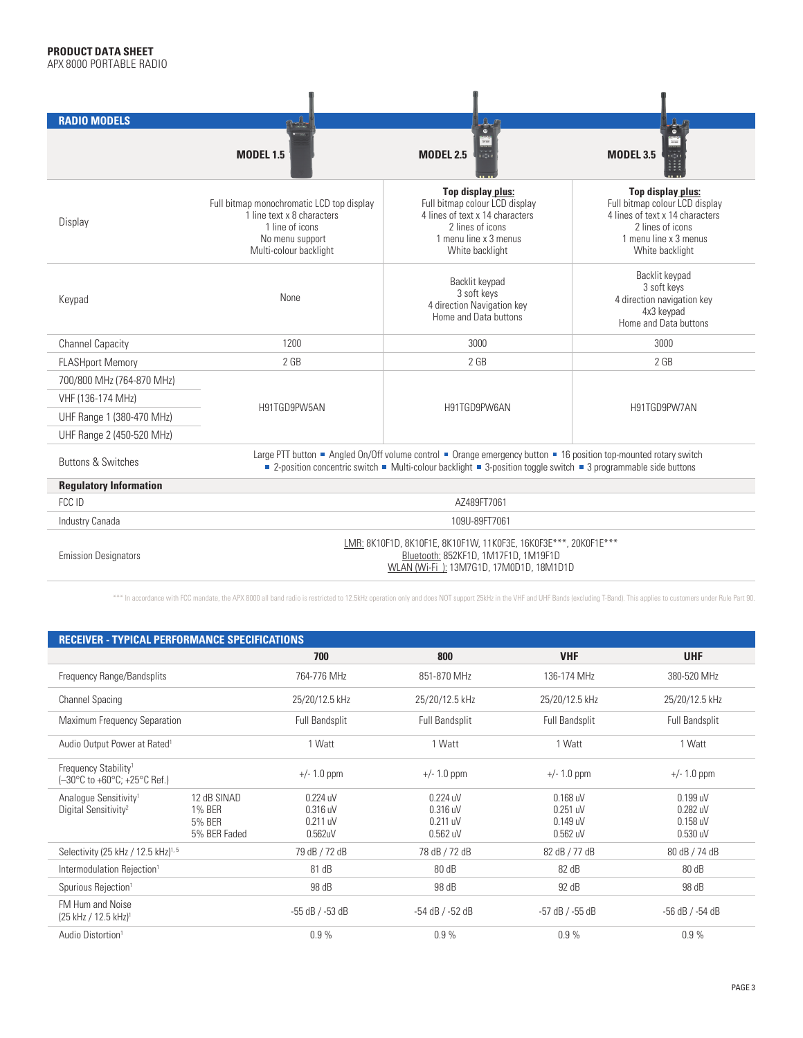**PRODUCT DATA SHEET**
APX 8000 PORTABLE RADIO

| RADIO MODELS | MODEL 1.5 | MODEL 2.5 | MODEL 3.5 |
|---|---|---|---|
| Display | Full bitmap monochromatic LCD top display<br>1 line text x 8 characters<br>1 line of icons<br>No menu support<br>Multi-colour backlight | **Top display plus:**<br>Full bitmap colour LCD display<br>4 lines of text x 14 characters<br>2 lines of icons<br>1 menu line x 3 menus<br>White backlight | **Top display plus:**<br>Full bitmap colour LCD display<br>4 lines of text x 14 characters<br>2 lines of icons<br>1 menu line x 3 menus<br>White backlight |
| Keypad | None | Backlit keypad<br>3 soft keys<br>4 direction Navigation key<br>Home and Data buttons | Backlit keypad<br>3 soft keys<br>4 direction navigation key<br>4x3 keypad<br>Home and Data buttons |
| Channel Capacity | 1200 | 3000 | 3000 |
| FLASHport Memory | 2 GB | 2 GB | 2 GB |
| 700/800 MHz (764-870 MHz)<br>VHF (136-174 MHz)<br>UHF Range 1 (380-470 MHz)<br>UHF Range 2 (450-520 MHz) | H91TGD9PW5AN | H91TGD9PW6AN | H91TGD9PW7AN |
| Buttons & Switches | Large PTT button ■ Angled On/Off volume control ■ Orange emergency button ■ 16 position top-mounted rotary switch ■ 2-position concentric switch ■ Multi-colour backlight ■ 3-position toggle switch ■ 3 programmable side buttons | | |
| **Regulatory Information** | | | |
| FCC ID | AZ489FT7061 | | |
| Industry Canada | 109U-89FT7061 | | |
| Emission Designators | LMR: 8K10F1D, 8K10F1E, 8K10F1W, 11K0F3E, 16K0F3E***, 20K0F1E***<br>Bluetooth: 852KF1D, 1M17F1D, 1M19F1D<br>WLAN (Wi-Fi ): 13M7G1D, 17M0D1D, 18M1D1D | | |

*** In accordance with FCC mandate, the APX 8000 all band radio is restricted to 12.5kHz operation only and does NOT support 25kHz in the VHF and UHF Bands (excluding T-Band). This applies to customers under Rule Part 90.

| RECEIVER - TYPICAL PERFORMANCE SPECIFICATIONS | | 700 | 800 | VHF | UHF |
|---|---|---|---|---|---|
| Frequency Range/Bandsplits | | 764-776 MHz | 851-870 MHz | 136-174 MHz | 380-520 MHz |
| Channel Spacing | | 25/20/12.5 kHz | 25/20/12.5 kHz | 25/20/12.5 kHz | 25/20/12.5 kHz |
| Maximum Frequency Separation | | Full Bandsplit | Full Bandsplit | Full Bandsplit | Full Bandsplit |
| Audio Output Power at Rated[1] | | 1 Watt | 1 Watt | 1 Watt | 1 Watt |
| Frequency Stability[1] (–30°C to +60°C; +25°C Ref.) | | +/- 1.0 ppm | +/- 1.0 ppm | +/- 1.0 ppm | +/- 1.0 ppm |
| Analogue Sensitivity[1]<br>Digital Sensitivity[2] | 12 dB SINAD<br>1% BER<br>5% BER<br>5% BER Faded | 0.224 uV<br>0.316 uV<br>0.211 uV<br>0.562uV | 0.224 uV<br>0.316 uV<br>0.211 uV<br>0.562 uV | 0.168 uV<br>0.251 uV<br>0.149 uV<br>0.562 uV | 0.199 uV<br>0.282 uV<br>0.158 uV<br>0.530 uV |
| Selectivity (25 kHz / 12.5 kHz)[1, 5] | | 79 dB / 72 dB | 78 dB / 72 dB | 82 dB / 77 dB | 80 dB / 74 dB |
| Intermodulation Rejection[1] | | 81 dB | 80 dB | 82 dB | 80 dB |
| Spurious Rejection[1] | | 98 dB | 98 dB | 92 dB | 98 dB |
| FM Hum and Noise (25 kHz / 12.5 kHz)[1] | | -55 dB / -53 dB | -54 dB / -52 dB | -57 dB / -55 dB | -56 dB / -54 dB |
| Audio Distortion[1] | | 0.9 % | 0.9 % | 0.9 % | 0.9 % |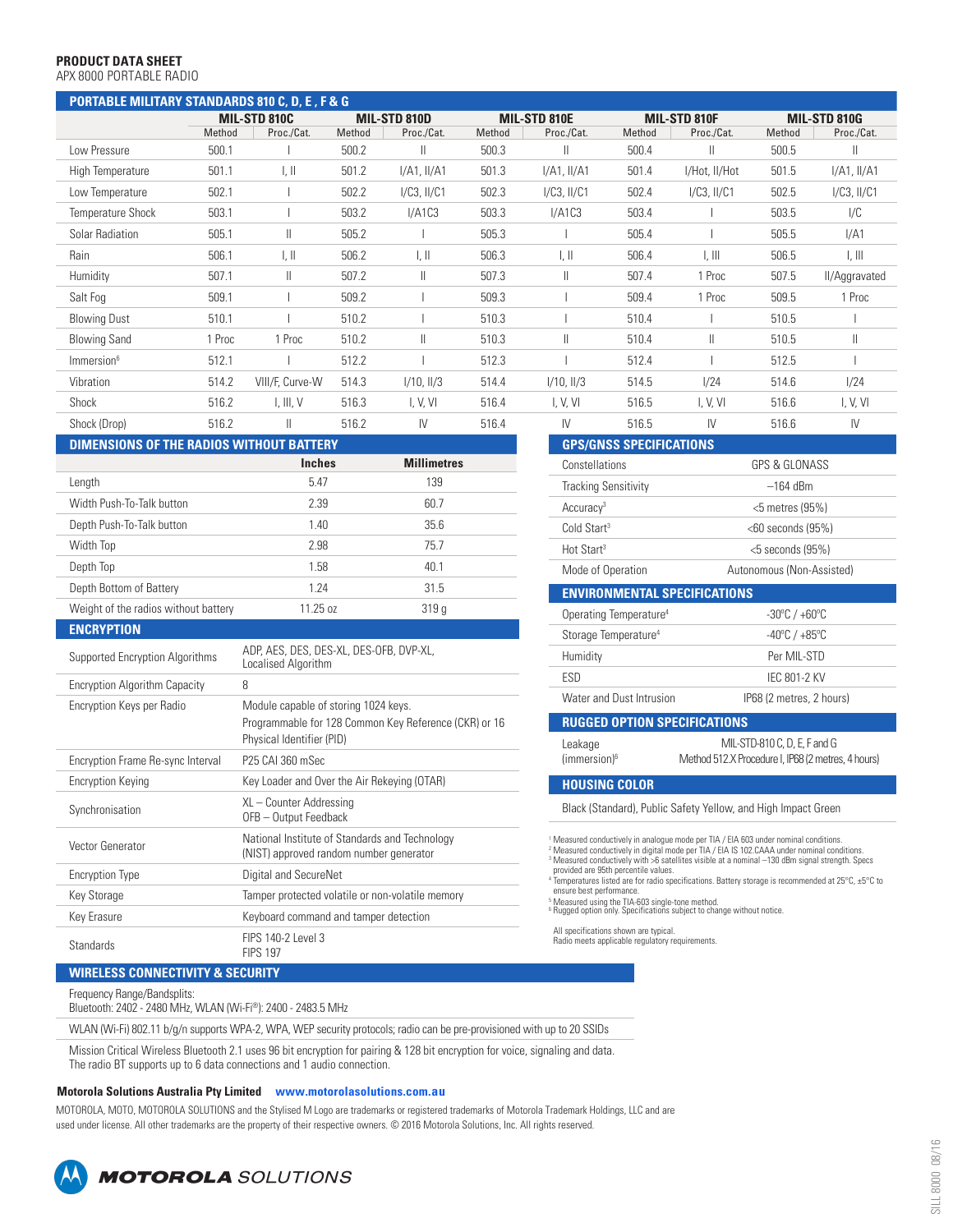**PRODUCT DATA SHEET**
APX 8000 PORTABLE RADIO

## PORTABLE MILITARY STANDARDS 810 C, D, E , F & G

| | MIL-STD 810C | | MIL-STD 810D | | MIL-STD 810E | | MIL-STD 810F | | MIL-STD 810G | |
|---|---|---|---|---|---|---|---|---|---|---|
| | Method | Proc./Cat. | Method | Proc./Cat. | Method | Proc./Cat. | Method | Proc./Cat. | Method | Proc./Cat. |
| Low Pressure | 500.1 | I | 500.2 | II | 500.3 | II | 500.4 | II | 500.5 | II |
| High Temperature | 501.1 | I, II | 501.2 | I/A1, II/A1 | 501.3 | I/A1, II/A1 | 501.4 | I/Hot, II/Hot | 501.5 | I/A1, II/A1 |
| Low Temperature | 502.1 | I | 502.2 | I/C3, II/C1 | 502.3 | I/C3, II/C1 | 502.4 | I/C3, II/C1 | 502.5 | I/C3, II/C1 |
| Temperature Shock | 503.1 | I | 503.2 | I/A1C3 | 503.3 | I/A1C3 | 503.4 | I | 503.5 | I/C |
| Solar Radiation | 505.1 | II | 505.2 | I | 505.3 | I | 505.4 | I | 505.5 | I/A1 |
| Rain | 506.1 | I, II | 506.2 | I, II | 506.3 | I, II | 506.4 | I, III | 506.5 | I, III |
| Humidity | 507.1 | II | 507.2 | II | 507.3 | II | 507.4 | 1 Proc | 507.5 | II/Aggravated |
| Salt Fog | 509.1 | I | 509.2 | I | 509.3 | I | 509.4 | 1 Proc | 509.5 | 1 Proc |
| Blowing Dust | 510.1 | I | 510.2 | I | 510.3 | I | 510.4 | I | 510.5 | I |
| Blowing Sand | 1 Proc | 1 Proc | 510.2 | II | 510.3 | II | 510.4 | II | 510.5 | II |
| Immersion[6] | 512.1 | I | 512.2 | I | 512.3 | I | 512.4 | I | 512.5 | I |
| Vibration | 514.2 | VIII/F, Curve-W | 514.3 | I/10, II/3 | 514.4 | I/10, II/3 | 514.5 | I/24 | 514.6 | I/24 |
| Shock | 516.2 | I, III, V | 516.3 | I, V, VI | 516.4 | I, V, VI | 516.5 | I, V, VI | 516.6 | I, V, VI |
| Shock (Drop) | 516.2 | II | 516.2 | IV | 516.4 | IV | 516.5 | IV | 516.6 | IV |

## DIMENSIONS OF THE RADIOS WITHOUT BATTERY

| | Inches | Millimetres |
|---|---|---|
| Length | 5.47 | 139 |
| Width Push-To-Talk button | 2.39 | 60.7 |
| Depth Push-To-Talk button | 1.40 | 35.6 |
| Width Top | 2.98 | 75.7 |
| Depth Top | 1.58 | 40.1 |
| Depth Bottom of Battery | 1.24 | 31.5 |
| Weight of the radios without battery | 11.25 oz | 319 g |

## ENCRYPTION

| | |
|---|---|
| Supported Encryption Algorithms | ADP, AES, DES, DES-XL, DES-OFB, DVP-XL, Localised Algorithm |
| Encryption Algorithm Capacity | 8 |
| Encryption Keys per Radio | Module capable of storing 1024 keys. Programmable for 128 Common Key Reference (CKR) or 16 Physical Identifier (PID) |
| Encryption Frame Re-sync Interval | P25 CAI 360 mSec |
| Encryption Keying | Key Loader and Over the Air Rekeying (OTAR) |
| Synchronisation | XL – Counter Addressing<br>OFB – Output Feedback |
| Vector Generator | National Institute of Standards and Technology (NIST) approved random number generator |
| Encryption Type | Digital and SecureNet |
| Key Storage | Tamper protected volatile or non-volatile memory |
| Key Erasure | Keyboard command and tamper detection |
| Standards | FIPS 140-2 Level 3<br>FIPS 197 |

## GPS/GNSS SPECIFICATIONS

| | |
|---|---|
| Constellations | GPS & GLONASS |
| Tracking Sensitivity | –164 dBm |
| Accuracy[3] | <5 metres (95%) |
| Cold Start[3] | <60 seconds (95%) |
| Hot Start[3] | <5 seconds (95%) |
| Mode of Operation | Autonomous (Non-Assisted) |

## ENVIRONMENTAL SPECIFICATIONS

| | |
|---|---|
| Operating Temperature[4] | -30°C / +60°C |
| Storage Temperature[4] | -40°C / +85°C |
| Humidity | Per MIL-STD |
| ESD | IEC 801-2 KV |
| Water and Dust Intrusion | IP68 (2 metres, 2 hours) |

## RUGGED OPTION SPECIFICATIONS

| | |
|---|---|
| Leakage (immersion)[6] | MIL-STD-810 C, D, E, F and G<br>Method 512.X Procedure I, IP68 (2 metres, 4 hours) |

## HOUSING COLOR

Black (Standard), Public Safety Yellow, and High Impact Green

[1] Measured conductively in analogue mode per TIA / EIA 603 under nominal conditions.
[2] Measured conductively in digital mode per TIA / EIA IS 102.CAAA under nominal conditions.
[3] Measured conductively with >6 satellites visible at a nominal –130 dBm signal strength. Specs provided are 95th percentile values.
[4] Temperatures listed are for radio specifications. Battery storage is recommended at 25°C, ±5°C to ensure best performance.
[5] Measured using the TIA-603 single-tone method.
[6] Rugged option only. Specifications subject to change without notice.

All specifications shown are typical.
Radio meets applicable regulatory requirements.

## WIRELESS CONNECTIVITY & SECURITY

Frequency Range/Bandsplits:
Bluetooth: 2402 - 2480 MHz, WLAN (Wi-Fi®): 2400 - 2483.5 MHz

WLAN (Wi-Fi) 802.11 b/g/n supports WPA-2, WPA, WEP security protocols; radio can be pre-provisioned with up to 20 SSIDs

Mission Critical Wireless Bluetooth 2.1 uses 96 bit encryption for pairing & 128 bit encryption for voice, signaling and data. The radio BT supports up to 6 data connections and 1 audio connection.

**Motorola Solutions Australia Pty Limited** **www.motorolasolutions.com.au**

MOTOROLA, MOTO, MOTOROLA SOLUTIONS and the Stylised M Logo are trademarks or registered trademarks of Motorola Trademark Holdings, LLC and are used under license. All other trademarks are the property of their respective owners. © 2016 Motorola Solutions, Inc. All rights reserved.

MOTOROLA SOLUTIONS

SILL 8000 08/16